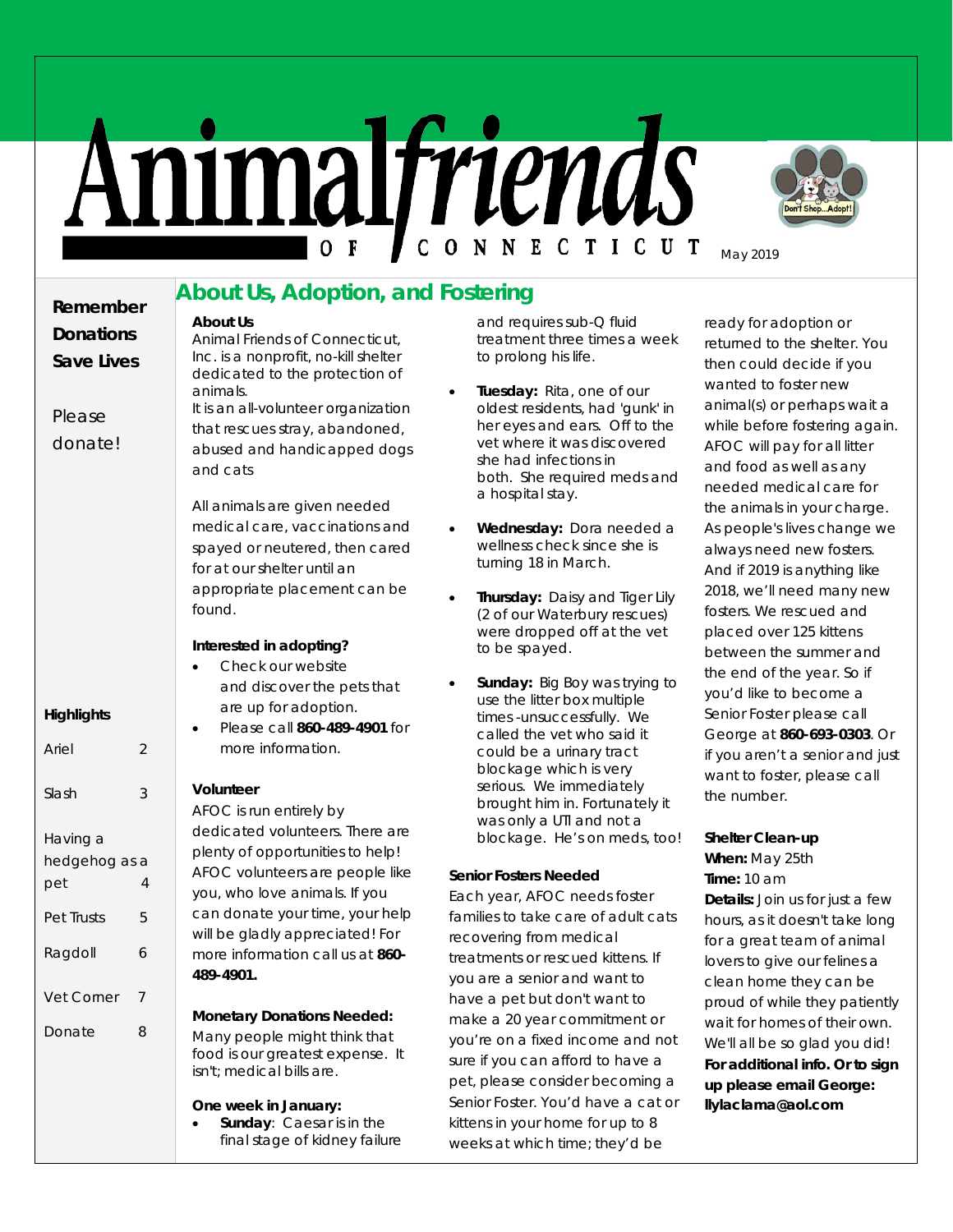# Animal friends OF CONNECTICUT

May 2019

**Remember Donations Save Lives**

Please donate!

**Highlights**

| | |
|---|---|
| Ariel | 2 |
| Slash | 3 |
| Having a hedgehog as a pet | 4 |
| Pet Trusts | 5 |
| Ragdoll | 6 |
| Vet Corner | 7 |
| Donate | 8 |

## About Us, Adoption, and Fostering

**About Us**

Animal Friends of Connecticut, Inc. is a nonprofit, no-kill shelter dedicated to the protection of animals.
It is an all-volunteer organization that rescues stray, abandoned, abused and handicapped dogs and cats

All animals are given needed medical care, vaccinations and spayed or neutered, then cared for at our shelter until an appropriate placement can be found.

**Interested in adopting?**

- Check our website and discover the pets that are up for adoption.
- Please call **860-489-4901** for more information.

**Volunteer**

AFOC is run entirely by dedicated volunteers. There are plenty of opportunities to help! AFOC volunteers are people like you, who love animals. If you can donate your time, your help will be gladly appreciated! For more information call us at **860-489-4901.**

**Monetary Donations Needed:**

Many people might think that food is our greatest expense. It isn't; medical bills are.

**One week in January:**

- **Sunday**: Caesar is in the final stage of kidney failure and requires sub-Q fluid treatment three times a week to prolong his life.
- **Tuesday:** Rita, one of our oldest residents, had 'gunk' in her eyes and ears. Off to the vet where it was discovered she had infections in both. She required meds and a hospital stay.
- **Wednesday:** Dora needed a wellness check since she is turning 18 in March.
- **Thursday:** Daisy and Tiger Lily (2 of our Waterbury rescues) were dropped off at the vet to be spayed.
- **Sunday:** Big Boy was trying to use the litter box multiple times -unsuccessfully. We called the vet who said it could be a urinary tract blockage which is very serious. We immediately brought him in. Fortunately it was only a UTI and not a blockage. He's on meds, too!

**Senior Fosters Needed**

Each year, AFOC needs foster families to take care of adult cats recovering from medical treatments or rescued kittens. If you are a senior and want to have a pet but don't want to make a 20 year commitment or you're on a fixed income and not sure if you can afford to have a pet, please consider becoming a Senior Foster. You'd have a cat or kittens in your home for up to 8 weeks at which time; they'd be ready for adoption or returned to the shelter. You then could decide if you wanted to foster new animal(s) or perhaps wait a while before fostering again. AFOC will pay for all litter and food as well as any needed medical care for the animals in your charge. As people's lives change we always need new fosters. And if 2019 is anything like 2018, we'll need many new fosters. We rescued and placed over 125 kittens between the summer and the end of the year. So if you'd like to become a Senior Foster please call George at **860-693-0303**. Or if you aren't a senior and just want to foster, please call the number.

**Shelter Clean-up**

**When:** May 25th
**Time:** 10 am
**Details:** Join us for just a few hours, as it doesn't take long for a great team of animal lovers to give our felines a clean home they can be proud of while they patiently wait for homes of their own. We'll all be so glad you did! **For additional info. Or to sign up please email George: llylaclama@aol.com**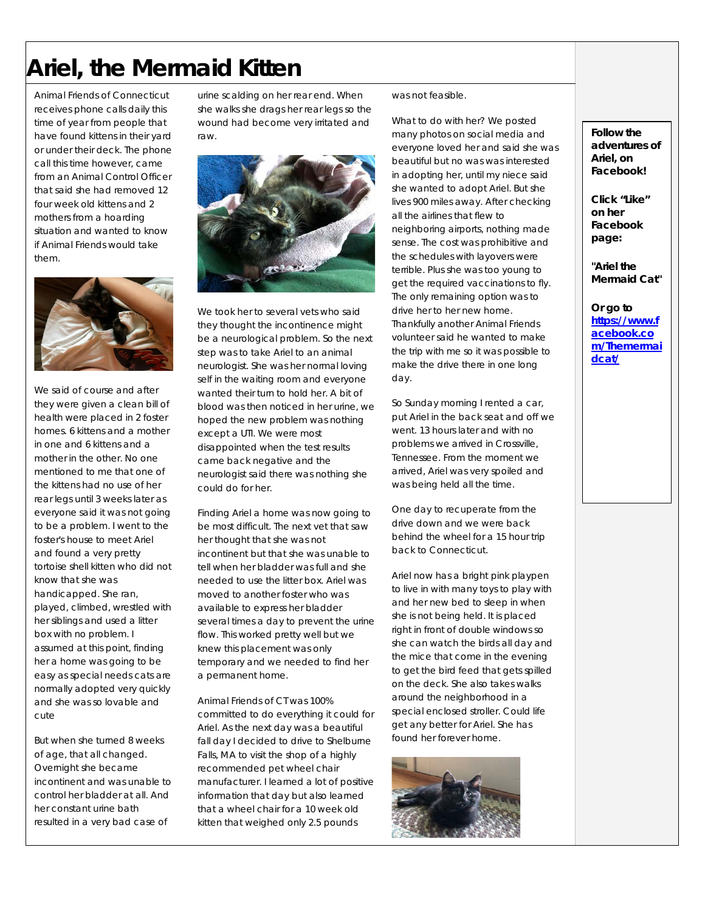# Ariel, the Mermaid Kitten

Animal Friends of Connecticut receives phone calls daily this time of year from people that have found kittens in their yard or under their deck. The phone call this time however, came from an Animal Control Officer that said she had removed 12 four week old kittens and 2 mothers from a hoarding situation and wanted to know if Animal Friends would take them.

We said of course and after they were given a clean bill of health were placed in 2 foster homes. 6 kittens and a mother in one and 6 kittens and a mother in the other. No one mentioned to me that one of the kittens had no use of her rear legs until 3 weeks later as everyone said it was not going to be a problem. I went to the foster's house to meet Ariel and found a very pretty tortoise shell kitten who did not know that she was handicapped. She ran, played, climbed, wrestled with her siblings and used a litter box with no problem. I assumed at this point, finding her a home was going to be easy as special needs cats are normally adopted very quickly and she was so lovable and cute

But when she turned 8 weeks of age, that all changed. Overnight she became incontinent and was unable to control her bladder at all. And her constant urine bath resulted in a very bad case of urine scalding on her rear end. When she walks she drags her rear legs so the wound had become very irritated and raw.

We took her to several vets who said they thought the incontinence might be a neurological problem. So the next step was to take Ariel to an animal neurologist. She was her normal loving self in the waiting room and everyone wanted their turn to hold her. A bit of blood was then noticed in her urine, we hoped the new problem was nothing except a UTI. We were most disappointed when the test results came back negative and the neurologist said there was nothing she could do for her.

Finding Ariel a home was now going to be most difficult. The next vet that saw her thought that she was not incontinent but that she was unable to tell when her bladder was full and she needed to use the litter box. Ariel was moved to another foster who was available to express her bladder several times a day to prevent the urine flow. This worked pretty well but we knew this placement was only temporary and we needed to find her a permanent home.

Animal Friends of CT was 100% committed to do everything it could for Ariel. As the next day was a beautiful fall day I decided to drive to Shelburne Falls, MA to visit the shop of a highly recommended pet wheel chair manufacturer. I learned a lot of positive information that day but also learned that a wheel chair for a 10 week old kitten that weighed only 2.5 pounds was not feasible.

What to do with her? We posted many photos on social media and everyone loved her and said she was beautiful but no was was interested in adopting her, until my niece said she wanted to adopt Ariel. But she lives 900 miles away. After checking all the airlines that flew to neighboring airports, nothing made sense. The cost was prohibitive and the schedules with layovers were terrible. Plus she was too young to get the required vaccinations to fly. The only remaining option was to drive her to her new home. Thankfully another Animal Friends volunteer said he wanted to make the trip with me so it was possible to make the drive there in one long day.

So Sunday morning I rented a car, put Ariel in the back seat and off we went. 13 hours later and with no problems we arrived in Crossville, Tennessee. From the moment we arrived, Ariel was very spoiled and was being held all the time.

One day to recuperate from the drive down and we were back behind the wheel for a 15 hour trip back to Connecticut.

Ariel now has a bright pink playpen to live in with many toys to play with and her new bed to sleep in when she is not being held. It is placed right in front of double windows so she can watch the birds all day and the mice that come in the evening to get the bird feed that gets spilled on the deck. She also takes walks around the neighborhood in a special enclosed stroller. Could life get any better for Ariel. She has found her forever home.

**Follow the adventures of Ariel, on Facebook!**

**Click "Like" on her Facebook page:**

**"Ariel the Mermaid Cat"**

**Or go to [https://www.facebook.com/Themermaidcat/](https://www.facebook.com/Themermaidcat/)**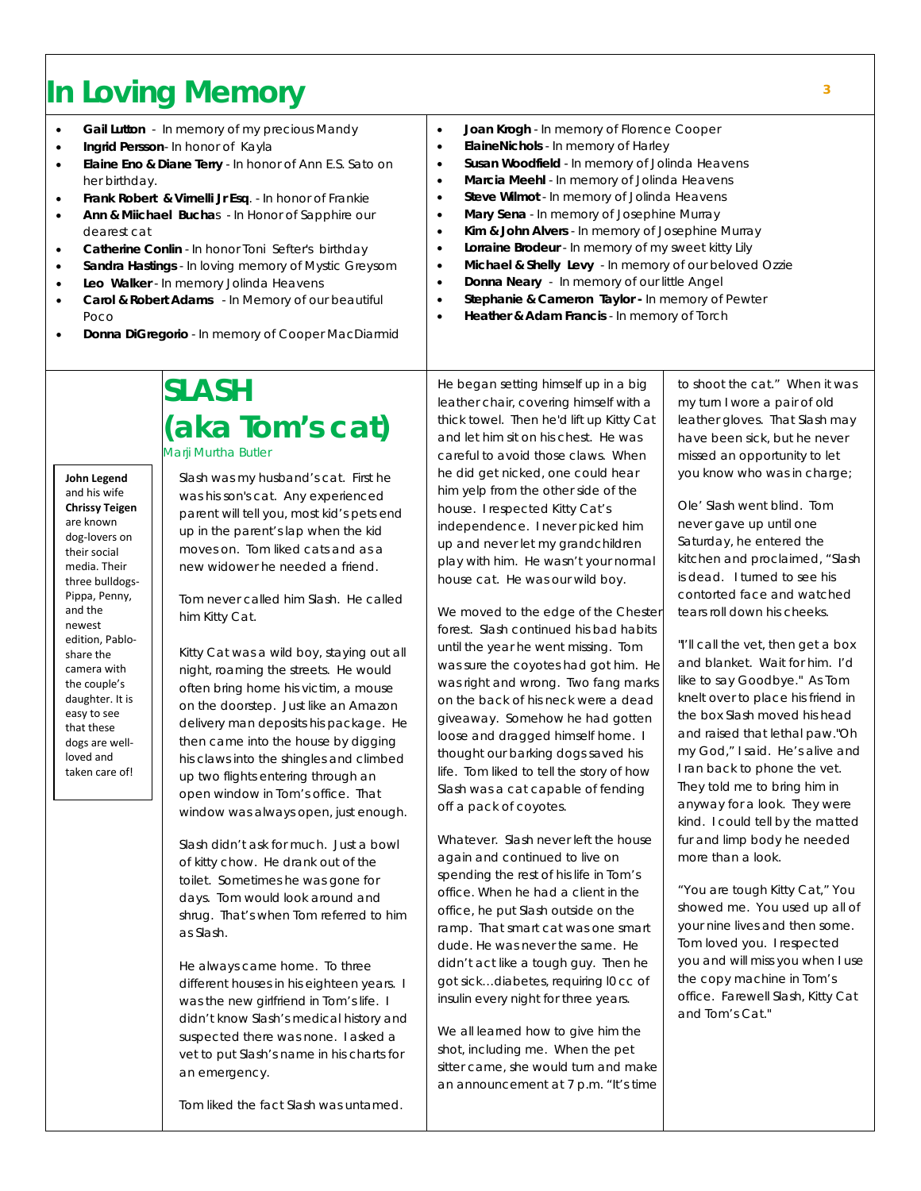# In Loving Memory

- **Gail Lutton** - In memory of my precious Mandy
- **Ingrid Persson**- In honor of Kayla
- **Elaine Eno & Diane Terry** - In honor of Ann E.S. Sato on her birthday.
- **Frank Robert & Vimelli Jr Esq**. - In honor of Frankie
- **Ann & Miichael Bucha**s - In Honor of Sapphire our dearest cat
- **Catherine Conlin** - In honor Toni Sefter's birthday
- **Sandra Hastings** - In loving memory of Mystic Greysom
- **Leo Walker** - In memory Jolinda Heavens
- **Carol & Robert Adams** - In Memory of our beautiful Poco
- **Donna DiGregorio** - In memory of Cooper MacDiarmid
- **Joan Krogh** - In memory of Florence Cooper
- **ElaineNichols** - In memory of Harley
- **Susan Woodfield** - In memory of Jolinda Heavens
- **Marcia Meehl** - In memory of Jolinda Heavens
- **Steve Wilmot** - In memory of Jolinda Heavens
- **Mary Sena** - In memory of Josephine Murray
- **Kim & John Alvers** - In memory of Josephine Murray
- **Lorraine Brodeur** - In memory of my sweet kitty Lily
- **Michael & Shelly Levy** - In memory of our beloved Ozzie
- **Donna Neary** - In memory of our little Angel
- **Stephanie & Cameron Taylor -** In memory of Pewter
- **Heather & Adam Francis** - In memory of Torch

**John Legend** and his wife **Chrissy Teigen** are known dog-lovers on their social media. Their three bulldogs- Pippa, Penny, and the newest edition, Pablo- share the camera with the couple's daughter. It is easy to see that these dogs are well-loved and taken care of!

## SLASH (aka Tom's cat)

*Marji Murtha Butler*

Slash was my husband's cat. First he was his son's cat. Any experienced parent will tell you, most kid's pets end up in the parent's lap when the kid moves on. Tom liked cats and as a new widower he needed a friend.

Tom never called him Slash. He called him Kitty Cat.

Kitty Cat was a wild boy, staying out all night, roaming the streets. He would often bring home his victim, a mouse on the doorstep. Just like an Amazon delivery man deposits his package. He then came into the house by digging his claws into the shingles and climbed up two flights entering through an open window in Tom's office. That window was always open, just enough.

Slash didn't ask for much. Just a bowl of kitty chow. He drank out of the toilet. Sometimes he was gone for days. Tom would look around and shrug. That's when Tom referred to him as Slash.

He always came home. To three different houses in his eighteen years. I was the new girlfriend in Tom's life. I didn't know Slash's medical history and suspected there was none. I asked a vet to put Slash's name in his charts for an emergency.

Tom liked the fact Slash was untamed. He began setting himself up in a big leather chair, covering himself with a thick towel. Then he'd lift up Kitty Cat and let him sit on his chest. He was careful to avoid those claws. When he did get nicked, one could hear him yelp from the other side of the house. I respected Kitty Cat's independence. I never picked him up and never let my grandchildren play with him. He wasn't your normal house cat. He was our wild boy.

We moved to the edge of the Chester forest. Slash continued his bad habits until the year he went missing. Tom was sure the coyotes had got him. He was right and wrong. Two fang marks on the back of his neck were a dead giveaway. Somehow he had gotten loose and dragged himself home. I thought our barking dogs saved his life. Tom liked to tell the story of how Slash was a cat capable of fending off a pack of coyotes.

Whatever. Slash never left the house again and continued to live on spending the rest of his life in Tom's office. When he had a client in the office, he put Slash outside on the ramp. That smart cat was one smart dude. He was never the same. He didn't act like a tough guy. Then he got sick...diabetes, requiring l0 cc of insulin every night for three years.

We all learned how to give him the shot, including me. When the pet sitter came, she would turn and make an announcement at 7 p.m. "It's time to shoot the cat." When it was my turn I wore a pair of old leather gloves. That Slash may have been sick, but he never missed an opportunity to let you know who was in charge;

Ole' Slash went blind. Tom never gave up until one Saturday, he entered the kitchen and proclaimed, "Slash is dead. I turned to see his contorted face and watched tears roll down his cheeks.

"I'll call the vet, then get a box and blanket. Wait for him. I'd like to say Goodbye." As Tom knelt over to place his friend in the box Slash moved his head and raised that lethal paw."Oh my God," I said. He's alive and I ran back to phone the vet. They told me to bring him in anyway for a look. They were kind. I could tell by the matted fur and limp body he needed more than a look.

"You are tough Kitty Cat," You showed me. You used up all of your nine lives and then some. Tom loved you. I respected you and will miss you when I use the copy machine in Tom's office. Farewell Slash, Kitty Cat and Tom's Cat."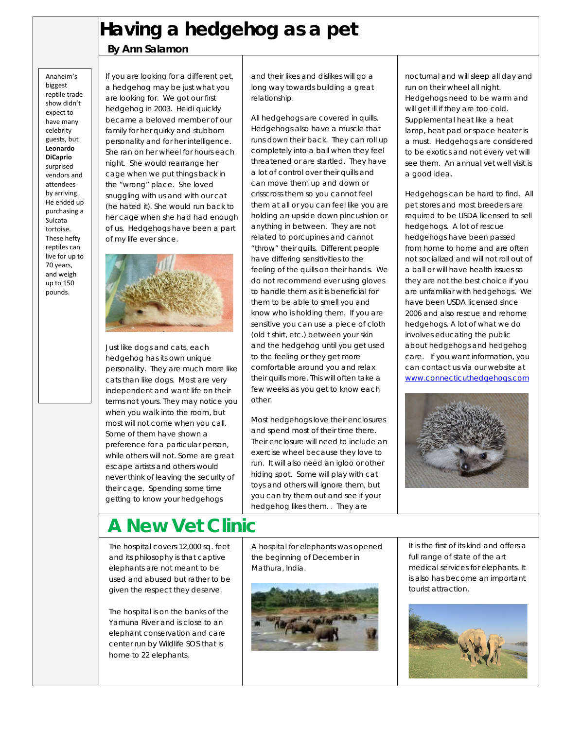# Having a hedgehog as a pet

**By Ann Salamon**

If you are looking for a different pet, a hedgehog may be just what you are looking for. We got our first hedgehog in 2003. Heidi quickly became a beloved member of our family for her quirky and stubborn personality and for her intelligence. She ran on her wheel for hours each night. She would rearrange her cage when we put things back in the "wrong" place. She loved snuggling with us and with our cat (he hated it). She would run back to her cage when she had had enough of us. Hedgehogs have been a part of my life ever since.

Just like dogs and cats, each hedgehog has its own unique personality. They are much more like cats than like dogs. Most are very independent and want life on their terms not yours. They may notice you when you walk into the room, but most will not come when you call. Some of them have shown a preference for a particular person, while others will not. Some are great escape artists and others would never think of leaving the security of their cage. Spending some time getting to know your hedgehogs and their likes and dislikes will go a long way towards building a great relationship.

All hedgehogs are covered in quills. Hedgehogs also have a muscle that runs down their back. They can roll up completely into a ball when they feel threatened or are startled. They have a lot of control over their quills and can move them up and down or crisscross them so you cannot feel them at all or you can feel like you are holding an upside down pincushion or anything in between. They are not related to porcupines and cannot "throw" their quills. Different people have differing sensitivities to the feeling of the quills on their hands. We do not recommend ever using gloves to handle them as it is beneficial for them to be able to smell you and know who is holding them. If you are sensitive you can use a piece of cloth (old t shirt, etc.) between your skin and the hedgehog until you get used to the feeling or they get more comfortable around you and relax their quills more. This will often take a few weeks as you get to know each other.

Most hedgehogs love their enclosures and spend most of their time there. Their enclosure will need to include an exercise wheel because they love to run. It will also need an igloo or other hiding spot. Some will play with cat toys and others will ignore them, but you can try them out and see if your hedgehog likes them. . They are nocturnal and will sleep all day and run on their wheel all night. Hedgehogs need to be warm and will get ill if they are too cold. Supplemental heat like a heat lamp, heat pad or space heater is a must. Hedgehogs are considered to be exotics and not every vet will see them. An annual vet well visit is a good idea.

Hedgehogs can be hard to find. All pet stores and most breeders are required to be USDA licensed to sell hedgehogs. A lot of rescue hedgehogs have been passed from home to home and are often not socialized and will not roll out of a ball or will have health issues so they are not the best choice if you are unfamiliar with hedgehogs. We have been USDA licensed since 2006 and also rescue and rehome hedgehogs. A lot of what we do involves educating the public about hedgehogs and hedgehog care. If you want information, you can contact us via our website at www.connecticuthedgehogs.com

Anaheim's biggest reptile trade show didn't expect to have many celebrity guests, but **Leonardo DiCaprio** surprised vendors and attendees by arriving. He ended up purchasing a Sulcata tortoise. These hefty reptiles can live for up to 70 years, and weigh up to 150 pounds.

# A New Vet Clinic

A hospital for elephants was opened the beginning of December in Mathura, India.

It is the first of its kind and offers a full range of state of the art medical services for elephants. It is also has become an important tourist attraction.

The hospital covers 12,000 sq. feet and its philosophy is that captive elephants are not meant to be used and abused but rather to be given the respect they deserve.

The hospital is on the banks of the Yamuna River and is close to an elephant conservation and care center run by Wildlife SOS that is home to 22 elephants.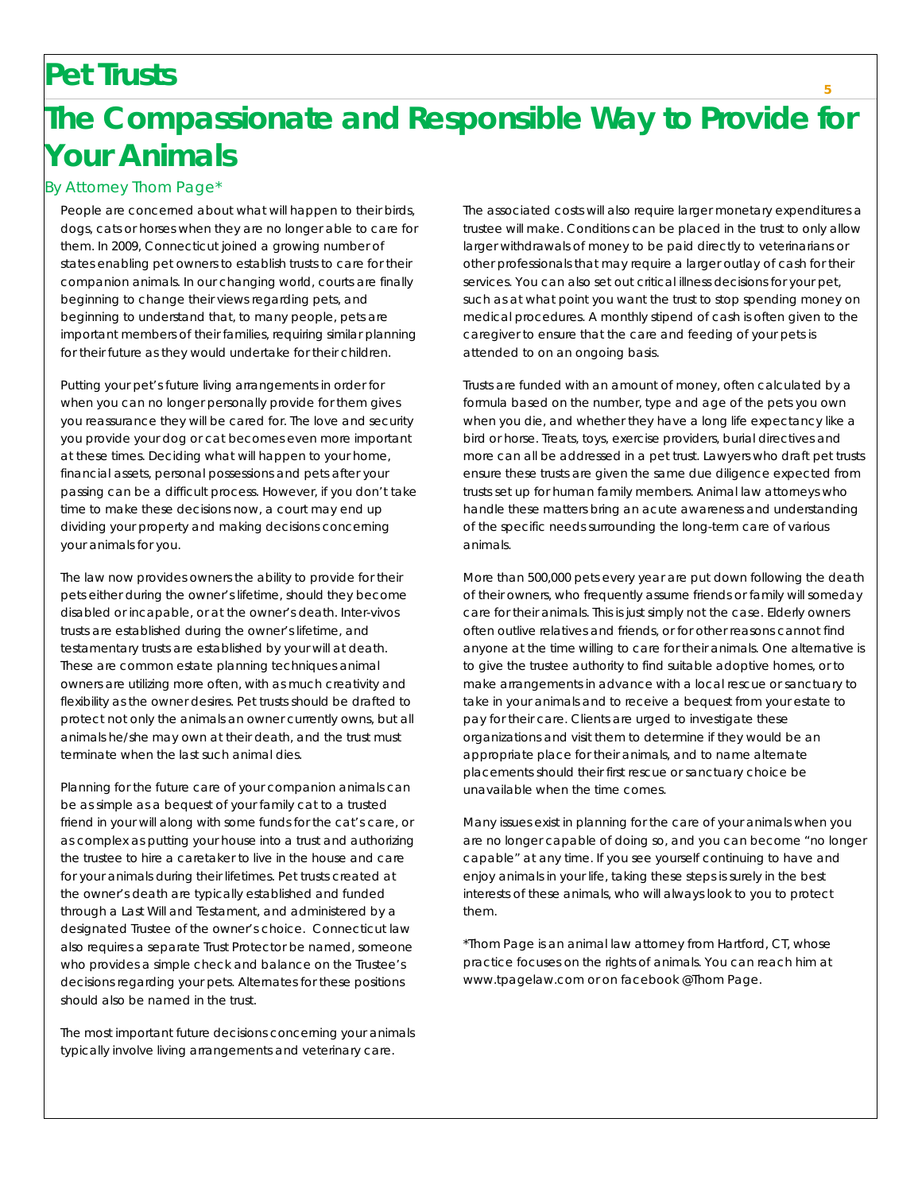# Pet Trusts

# The Compassionate and Responsible Way to Provide for Your Animals

*By Attorney Thom Page\**

People are concerned about what will happen to their birds, dogs, cats or horses when they are no longer able to care for them. In 2009, Connecticut joined a growing number of states enabling pet owners to establish trusts to care for their companion animals. In our changing world, courts are finally beginning to change their views regarding pets, and beginning to understand that, to many people, pets are important members of their families, requiring similar planning for their future as they would undertake for their children.

Putting your pet's future living arrangements in order for when you can no longer personally provide for them gives you reassurance they will be cared for. The love and security you provide your dog or cat becomes even more important at these times. Deciding what will happen to your home, financial assets, personal possessions and pets after your passing can be a difficult process. However, if you don't take time to make these decisions now, a court may end up dividing your property and making decisions concerning your animals for you.

The law now provides owners the ability to provide for their pets either during the owner's lifetime, should they become disabled or incapable, or at the owner's death. Inter-vivos trusts are established during the owner's lifetime, and testamentary trusts are established by your will at death. These are common estate planning techniques animal owners are utilizing more often, with as much creativity and flexibility as the owner desires. Pet trusts should be drafted to protect not only the animals an owner currently owns, but all animals he/she may own at their death, and the trust must terminate when the last such animal dies.

Planning for the future care of your companion animals can be as simple as a bequest of your family cat to a trusted friend in your will along with some funds for the cat's care, or as complex as putting your house into a trust and authorizing the trustee to hire a caretaker to live in the house and care for your animals during their lifetimes. Pet trusts created at the owner's death are typically established and funded through a Last Will and Testament, and administered by a designated Trustee of the owner's choice. Connecticut law also requires a separate Trust Protector be named, someone who provides a simple check and balance on the Trustee's decisions regarding your pets. Alternates for these positions should also be named in the trust.

The most important future decisions concerning your animals typically involve living arrangements and veterinary care. The associated costs will also require larger monetary expenditures a trustee will make. Conditions can be placed in the trust to only allow larger withdrawals of money to be paid directly to veterinarians or other professionals that may require a larger outlay of cash for their services. You can also set out critical illness decisions for your pet, such as at what point you want the trust to stop spending money on medical procedures. A monthly stipend of cash is often given to the caregiver to ensure that the care and feeding of your pets is attended to on an ongoing basis.

Trusts are funded with an amount of money, often calculated by a formula based on the number, type and age of the pets you own when you die, and whether they have a long life expectancy like a bird or horse. Treats, toys, exercise providers, burial directives and more can all be addressed in a pet trust. Lawyers who draft pet trusts ensure these trusts are given the same due diligence expected from trusts set up for human family members. Animal law attorneys who handle these matters bring an acute awareness and understanding of the specific needs surrounding the long-term care of various animals.

More than 500,000 pets every year are put down following the death of their owners, who frequently assume friends or family will someday care for their animals. This is just simply not the case. Elderly owners often outlive relatives and friends, or for other reasons cannot find anyone at the time willing to care for their animals. One alternative is to give the trustee authority to find suitable adoptive homes, or to make arrangements in advance with a local rescue or sanctuary to take in your animals and to receive a bequest from your estate to pay for their care. Clients are urged to investigate these organizations and visit them to determine if they would be an appropriate place for their animals, and to name alternate placements should their first rescue or sanctuary choice be unavailable when the time comes.

Many issues exist in planning for the care of your animals when you are no longer capable of doing so, and you can become "no longer capable" at any time. If you see yourself continuing to have and enjoy animals in your life, taking these steps is surely in the best interests of these animals, who will always look to you to protect them.

\*Thom Page is an animal law attorney from Hartford, CT, whose practice focuses on the rights of animals. You can reach him at www.tpagelaw.com or on facebook @Thom Page.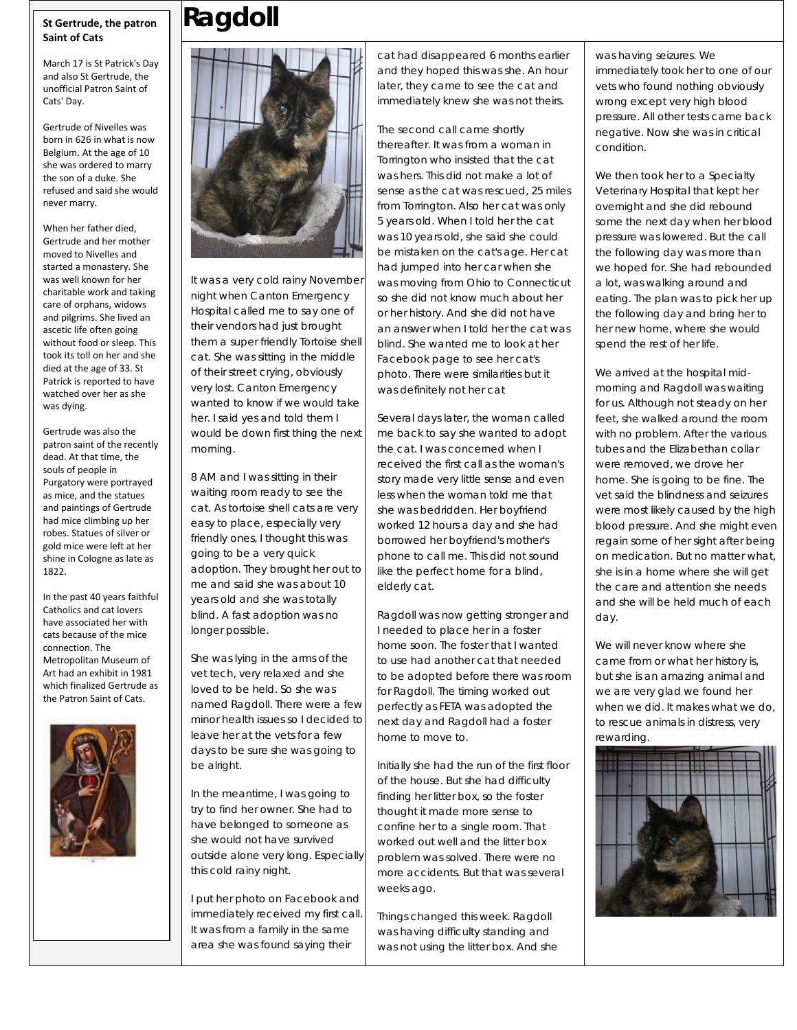## St Gertrude, the patron Saint of Cats

March 17 is St Patrick's Day and also St Gertrude, the unofficial Patron Saint of Cats' Day.

Gertrude of Nivelles was born in 626 in what is now Belgium. At the age of 10 she was ordered to marry the son of a duke. She refused and said she would never marry.

When her father died, Gertrude and her mother moved to Nivelles and started a monastery. She was well known for her charitable work and taking care of orphans, widows and pilgrims. She lived an ascetic life often going without food or sleep. This took its toll on her and she died at the age of 33. St Patrick is reported to have watched over her as she was dying.

Gertrude was also the patron saint of the recently dead. At that time, the souls of people in Purgatory were portrayed as mice, and the statues and paintings of Gertrude had mice climbing up her robes. Statues of silver or gold mice were left at her shine in Cologne as late as 1822.

In the past 40 years faithful Catholics and cat lovers have associated her with cats because of the mice connection. The Metropolitan Museum of Art had an exhibit in 1981 which finalized Gertrude as the Patron Saint of Cats.

# Ragdoll

It was a very cold rainy November night when Canton Emergency Hospital called me to say one of their vendors had just brought them a super friendly Tortoise shell cat. She was sitting in the middle of their street crying, obviously very lost. Canton Emergency wanted to know if we would take her. I said yes and told them I would be down first thing the next morning.

8 AM and I was sitting in their waiting room ready to see the cat. As tortoise shell cats are very easy to place, especially very friendly ones, I thought this was going to be a very quick adoption. They brought her out to me and said she was about 10 years old and she was totally blind. A fast adoption was no longer possible.

She was lying in the arms of the vet tech, very relaxed and she loved to be held. So she was named Ragdoll. There were a few minor health issues so I decided to leave her at the vets for a few days to be sure she was going to be alright.

In the meantime, I was going to try to find her owner. She had to have belonged to someone as she would not have survived outside alone very long. Especially this cold rainy night.

I put her photo on Facebook and immediately received my first call. It was from a family in the same area she was found saying their cat had disappeared 6 months earlier and they hoped this was she. An hour later, they came to see the cat and immediately knew she was not theirs.

The second call came shortly thereafter. It was from a woman in Torrington who insisted that the cat was hers. This did not make a lot of sense as the cat was rescued, 25 miles from Torrington. Also her cat was only 5 years old. When I told her the cat was 10 years old, she said she could be mistaken on the cat's age. Her cat had jumped into her car when she was moving from Ohio to Connecticut so she did not know much about her or her history. And she did not have an answer when I told her the cat was blind. She wanted me to look at her Facebook page to see her cat's photo. There were similarities but it was definitely not her cat

Several days later, the woman called me back to say she wanted to adopt the cat. I was concerned when I received the first call as the woman's story made very little sense and even less when the woman told me that she was bedridden. Her boyfriend worked 12 hours a day and she had borrowed her boyfriend's mother's phone to call me. This did not sound like the perfect home for a blind, elderly cat.

Ragdoll was now getting stronger and I needed to place her in a foster home soon. The foster that I wanted to use had another cat that needed to be adopted before there was room for Ragdoll. The timing worked out perfectly as FETA was adopted the next day and Ragdoll had a foster home to move to.

Initially she had the run of the first floor of the house. But she had difficulty finding her litter box, so the foster thought it made more sense to confine her to a single room. That worked out well and the litter box problem was solved. There were no more accidents. But that was several weeks ago.

Things changed this week. Ragdoll was having difficulty standing and was not using the litter box. And she was having seizures. We immediately took her to one of our vets who found nothing obviously wrong except very high blood pressure. All other tests came back negative. Now she was in critical condition.

We then took her to a Specialty Veterinary Hospital that kept her overnight and she did rebound some the next day when her blood pressure was lowered. But the call the following day was more than we hoped for. She had rebounded a lot, was walking around and eating. The plan was to pick her up the following day and bring her to her new home, where she would spend the rest of her life.

We arrived at the hospital mid-morning and Ragdoll was waiting for us. Although not steady on her feet, she walked around the room with no problem. After the various tubes and the Elizabethan collar were removed, we drove her home. She is going to be fine. The vet said the blindness and seizures were most likely caused by the high blood pressure. And she might even regain some of her sight after being on medication. But no matter what, she is in a home where she will get the care and attention she needs and she will be held much of each day.

We will never know where she came from or what her history is, but she is an amazing animal and we are very glad we found her when we did. It makes what we do, to rescue animals in distress, very rewarding.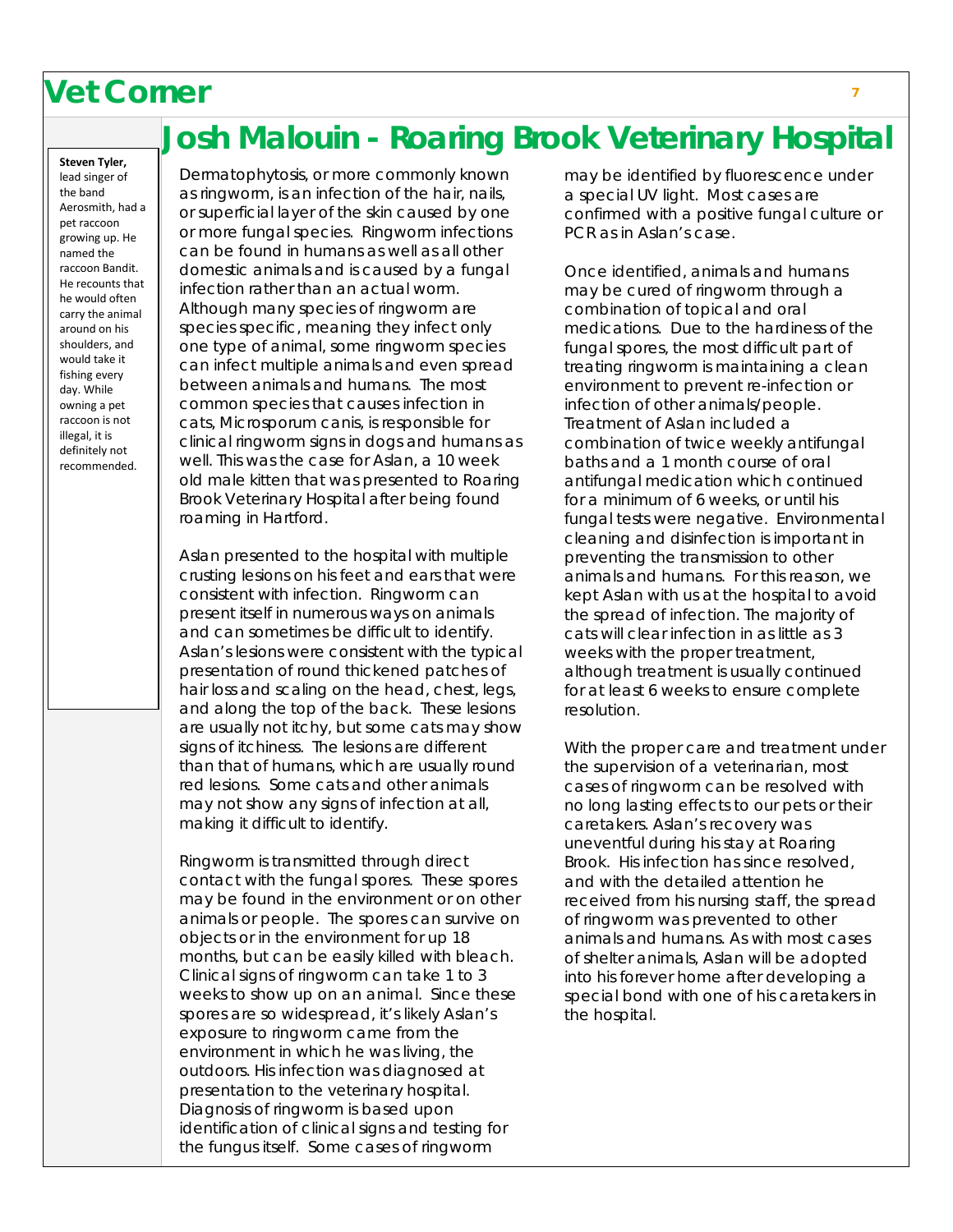# Vet Corner

## Josh Malouin - Roaring Brook Veterinary Hospital

**Steven Tyler,** lead singer of the band Aerosmith, had a pet raccoon growing up. He named the raccoon Bandit. He recounts that he would often carry the animal around on his shoulders, and would take it fishing every day. While owning a pet raccoon is not illegal, it is definitely not recommended.

Dermatophytosis, or more commonly known as ringworm, is an infection of the hair, nails, or superficial layer of the skin caused by one or more fungal species. Ringworm infections can be found in humans as well as all other domestic animals and is caused by a fungal infection rather than an actual worm. Although many species of ringworm are species specific, meaning they infect only one type of animal, some ringworm species can infect multiple animals and even spread between animals and humans. The most common species that causes infection in cats, Microsporum canis, is responsible for clinical ringworm signs in dogs and humans as well. This was the case for Aslan, a 10 week old male kitten that was presented to Roaring Brook Veterinary Hospital after being found roaming in Hartford.

Aslan presented to the hospital with multiple crusting lesions on his feet and ears that were consistent with infection. Ringworm can present itself in numerous ways on animals and can sometimes be difficult to identify. Aslan's lesions were consistent with the typical presentation of round thickened patches of hair loss and scaling on the head, chest, legs, and along the top of the back. These lesions are usually not itchy, but some cats may show signs of itchiness. The lesions are different than that of humans, which are usually round red lesions. Some cats and other animals may not show any signs of infection at all, making it difficult to identify.

Ringworm is transmitted through direct contact with the fungal spores. These spores may be found in the environment or on other animals or people. The spores can survive on objects or in the environment for up 18 months, but can be easily killed with bleach. Clinical signs of ringworm can take 1 to 3 weeks to show up on an animal. Since these spores are so widespread, it's likely Aslan's exposure to ringworm came from the environment in which he was living, the outdoors. His infection was diagnosed at presentation to the veterinary hospital. Diagnosis of ringworm is based upon identification of clinical signs and testing for the fungus itself. Some cases of ringworm may be identified by fluorescence under a special UV light. Most cases are confirmed with a positive fungal culture or PCR as in Aslan's case.

Once identified, animals and humans may be cured of ringworm through a combination of topical and oral medications. Due to the hardiness of the fungal spores, the most difficult part of treating ringworm is maintaining a clean environment to prevent re-infection or infection of other animals/people. Treatment of Aslan included a combination of twice weekly antifungal baths and a 1 month course of oral antifungal medication which continued for a minimum of 6 weeks, or until his fungal tests were negative. Environmental cleaning and disinfection is important in preventing the transmission to other animals and humans. For this reason, we kept Aslan with us at the hospital to avoid the spread of infection. The majority of cats will clear infection in as little as 3 weeks with the proper treatment, although treatment is usually continued for at least 6 weeks to ensure complete resolution.

With the proper care and treatment under the supervision of a veterinarian, most cases of ringworm can be resolved with no long lasting effects to our pets or their caretakers. Aslan's recovery was uneventful during his stay at Roaring Brook. His infection has since resolved, and with the detailed attention he received from his nursing staff, the spread of ringworm was prevented to other animals and humans. As with most cases of shelter animals, Aslan will be adopted into his forever home after developing a special bond with one of his caretakers in the hospital.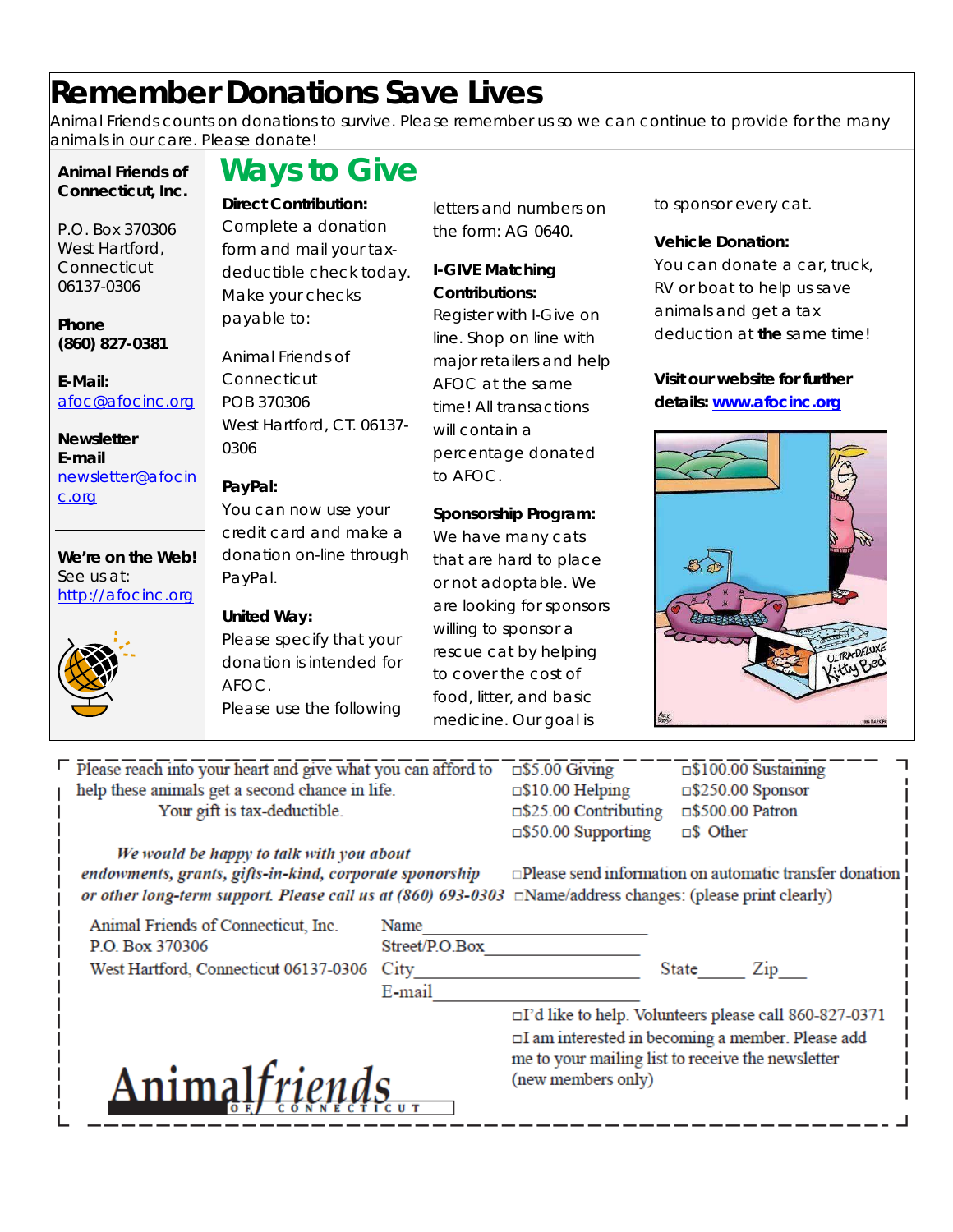# Remember Donations Save Lives

Animal Friends counts on donations to survive. Please remember us so we can continue to provide for the many animals in our care. Please donate!

**Animal Friends of Connecticut, Inc.**

P.O. Box 370306
West Hartford, Connecticut
06137-0306

**Phone**
**(860) 827-0381**

**E-Mail:**
afoc@afocinc.org

**Newsletter E-mail**
newsletter@afocinc.org

**We're on the Web!**
See us at:
http://afocinc.org

## Ways to Give

**Direct Contribution:**
Complete a donation form and mail your tax-deductible check today. Make your checks payable to:

Animal Friends of Connecticut
POB 370306
West Hartford, CT. 06137-0306

**PayPal:**
You can now use your credit card and make a donation on-line through PayPal.

**United Way:**
Please specify that your donation is intended for AFOC.
Please use the following letters and numbers on the form: AG 0640.

**I-GIVE Matching Contributions:**
Register with I-Give on line. Shop on line with major retailers and help AFOC at the same time! All transactions will contain a percentage donated to AFOC.

**Sponsorship Program:**
We have many cats that are hard to place or not adoptable. We are looking for sponsors willing to sponsor a rescue cat by helping to cover the cost of food, litter, and basic medicine. Our goal is to sponsor every cat.

**Vehicle Donation:**
You can donate a car, truck, RV or boat to help us save animals and get a tax deduction at **the** same time!

**Visit our website for further details: www.afocinc.org**

---

Please reach into your heart and give what you can afford to help these animals get a second chance in life.
Your gift is tax-deductible.

- □$5.00 Giving
- □$10.00 Helping
- □$25.00 Contributing
- □$50.00 Supporting
- □$100.00 Sustaining
- □$250.00 Sponsor
- □$500.00 Patron
- □$ Other

*We would be happy to talk with you about endowments, grants, gifts-in-kind, corporate sponsorship or other long-term support. Please call us at (860) 693-0303*

□Please send information on automatic transfer donation
□Name/address changes: (please print clearly)

Animal Friends of Connecticut, Inc.
P.O. Box 370306
West Hartford, Connecticut 06137-0306

Name\_\_\_\_\_\_\_\_\_\_\_\_\_\_\_\_\_\_\_\_\_\_
Street/P.O.Box\_\_\_\_\_\_\_\_\_\_\_\_\_\_\_\_\_\_
City\_\_\_\_\_\_\_\_\_\_\_\_\_\_\_\_\_\_\_\_\_\_ State\_\_\_\_\_ Zip\_\_\_
E-mail\_\_\_\_\_\_\_\_\_\_\_\_\_\_\_\_\_\_\_\_\_\_

□I'd like to help. Volunteers please call 860-827-0371
□I am interested in becoming a member. Please add me to your mailing list to receive the newsletter (new members only)

Animal friends OF CONNECTICUT